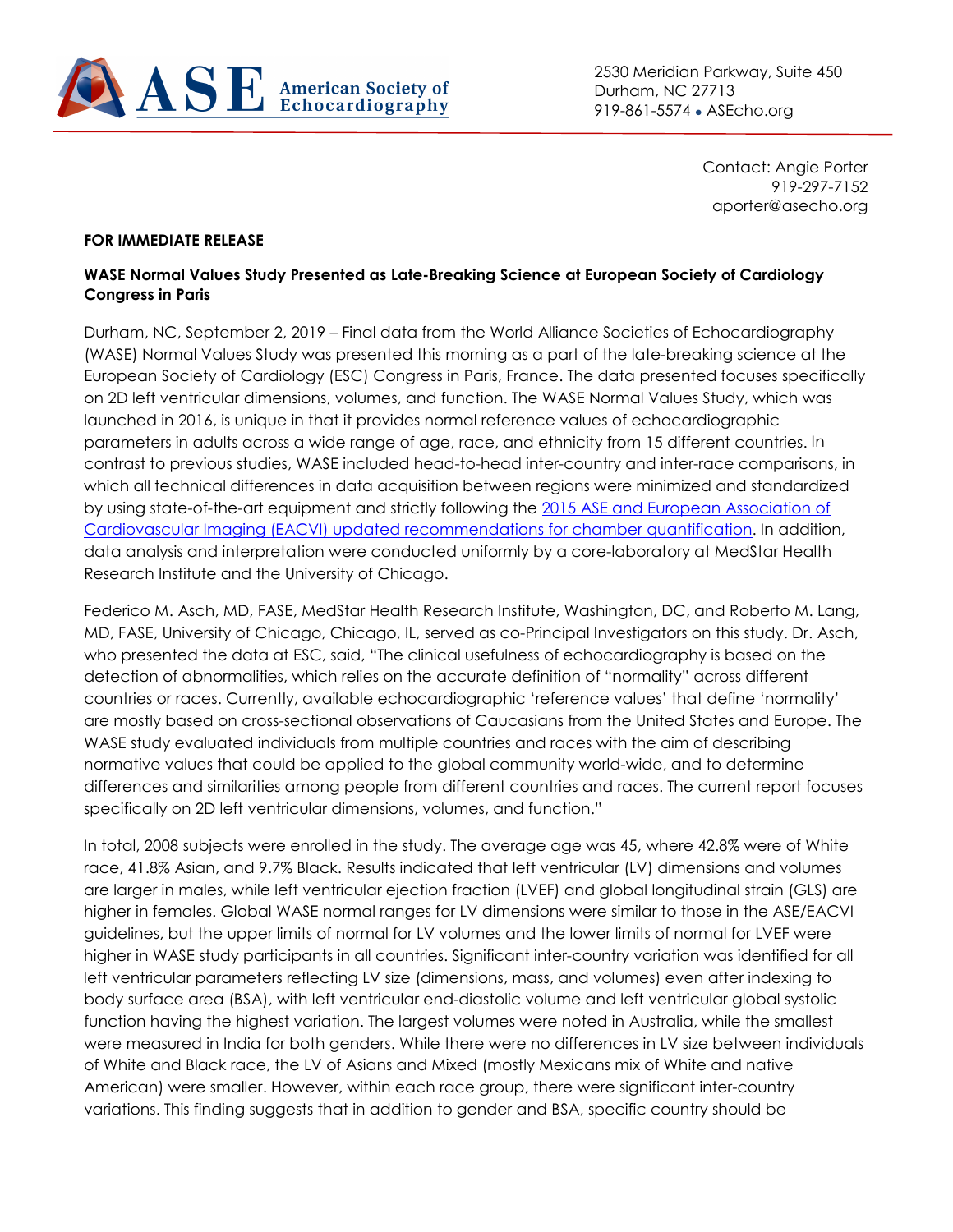ASE American Society of Echocardiography

2530 Meridian Parkway, Suite 450
Durham, NC 27713
919-861-5574 • ASEcho.org

Contact: Angie Porter
919-297-7152
aporter@asecho.org

**FOR IMMEDIATE RELEASE**

**WASE Normal Values Study Presented as Late-Breaking Science at European Society of Cardiology Congress in Paris**

Durham, NC, September 2, 2019 – Final data from the World Alliance Societies of Echocardiography (WASE) Normal Values Study was presented this morning as a part of the late-breaking science at the European Society of Cardiology (ESC) Congress in Paris, France. The data presented focuses specifically on 2D left ventricular dimensions, volumes, and function. The WASE Normal Values Study, which was launched in 2016, is unique in that it provides normal reference values of echocardiographic parameters in adults across a wide range of age, race, and ethnicity from 15 different countries. In contrast to previous studies, WASE included head-to-head inter-country and inter-race comparisons, in which all technical differences in data acquisition between regions were minimized and standardized by using state-of-the-art equipment and strictly following the 2015 ASE and European Association of Cardiovascular Imaging (EACVI) updated recommendations for chamber quantification. In addition, data analysis and interpretation were conducted uniformly by a core-laboratory at MedStar Health Research Institute and the University of Chicago.

Federico M. Asch, MD, FASE, MedStar Health Research Institute, Washington, DC, and Roberto M. Lang, MD, FASE, University of Chicago, Chicago, IL, served as co-Principal Investigators on this study. Dr. Asch, who presented the data at ESC, said, "The clinical usefulness of echocardiography is based on the detection of abnormalities, which relies on the accurate definition of "normality" across different countries or races. Currently, available echocardiographic 'reference values' that define 'normality' are mostly based on cross-sectional observations of Caucasians from the United States and Europe. The WASE study evaluated individuals from multiple countries and races with the aim of describing normative values that could be applied to the global community world-wide, and to determine differences and similarities among people from different countries and races. The current report focuses specifically on 2D left ventricular dimensions, volumes, and function."

In total, 2008 subjects were enrolled in the study. The average age was 45, where 42.8% were of White race, 41.8% Asian, and 9.7% Black. Results indicated that left ventricular (LV) dimensions and volumes are larger in males, while left ventricular ejection fraction (LVEF) and global longitudinal strain (GLS) are higher in females. Global WASE normal ranges for LV dimensions were similar to those in the ASE/EACVI guidelines, but the upper limits of normal for LV volumes and the lower limits of normal for LVEF were higher in WASE study participants in all countries. Significant inter-country variation was identified for all left ventricular parameters reflecting LV size (dimensions, mass, and volumes) even after indexing to body surface area (BSA), with left ventricular end-diastolic volume and left ventricular global systolic function having the highest variation. The largest volumes were noted in Australia, while the smallest were measured in India for both genders. While there were no differences in LV size between individuals of White and Black race, the LV of Asians and Mixed (mostly Mexicans mix of White and native American) were smaller. However, within each race group, there were significant inter-country variations. This finding suggests that in addition to gender and BSA, specific country should be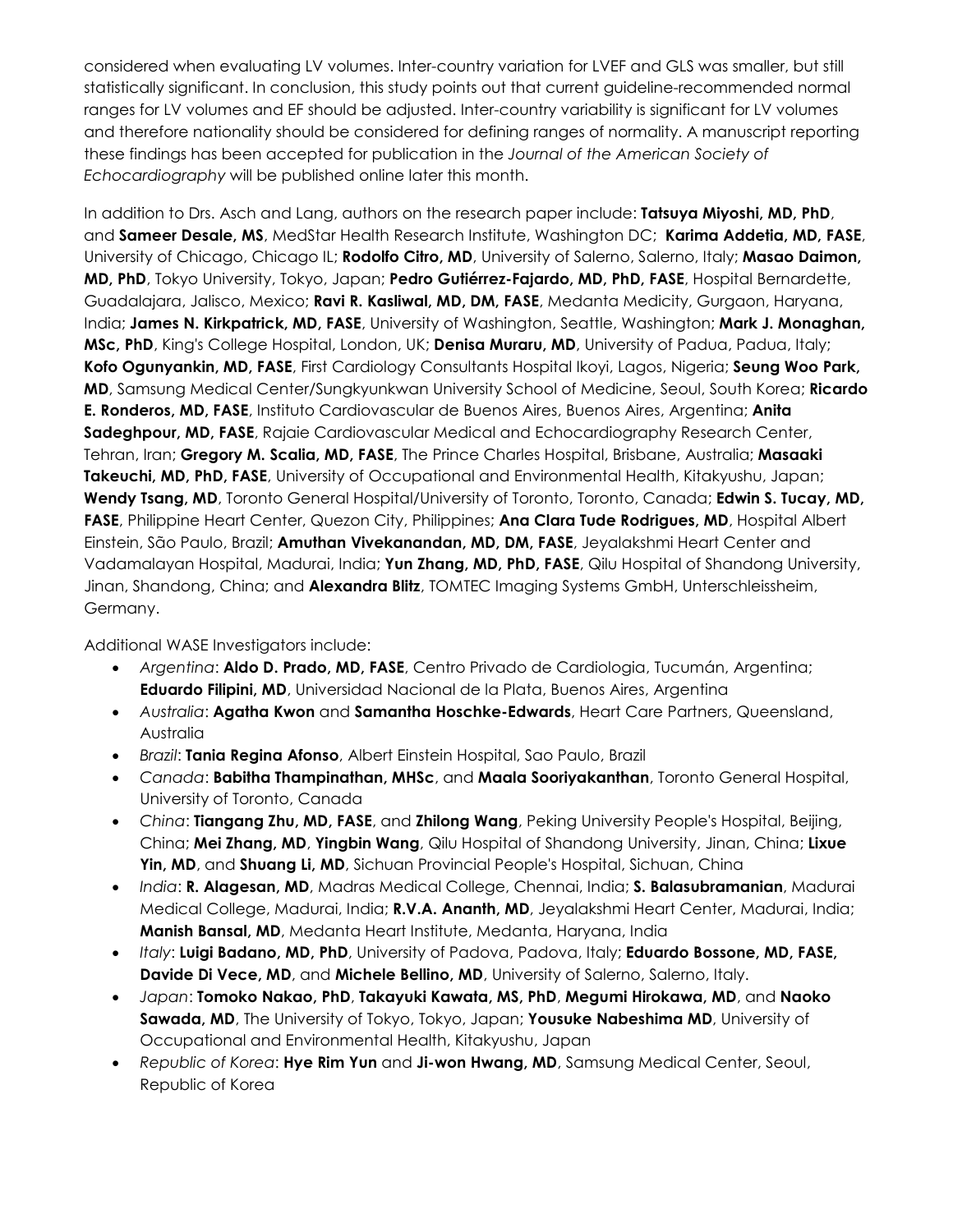considered when evaluating LV volumes. Inter-country variation for LVEF and GLS was smaller, but still statistically significant. In conclusion, this study points out that current guideline-recommended normal ranges for LV volumes and EF should be adjusted. Inter-country variability is significant for LV volumes and therefore nationality should be considered for defining ranges of normality. A manuscript reporting these findings has been accepted for publication in the *Journal of the American Society of Echocardiography* will be published online later this month.

In addition to Drs. Asch and Lang, authors on the research paper include: **Tatsuya Miyoshi, MD, PhD**, and **Sameer Desale, MS**, MedStar Health Research Institute, Washington DC; **Karima Addetia, MD, FASE**, University of Chicago, Chicago IL; **Rodolfo Citro, MD**, University of Salerno, Salerno, Italy; **Masao Daimon, MD, PhD**, Tokyo University, Tokyo, Japan; **Pedro Gutiérrez-Fajardo, MD, PhD, FASE**, Hospital Bernardette, Guadalajara, Jalisco, Mexico; **Ravi R. Kasliwal, MD, DM, FASE**, Medanta Medicity, Gurgaon, Haryana, India; **James N. Kirkpatrick, MD, FASE**, University of Washington, Seattle, Washington; **Mark J. Monaghan, MSc, PhD**, King's College Hospital, London, UK; **Denisa Muraru, MD**, University of Padua, Padua, Italy; **Kofo Ogunyankin, MD, FASE**, First Cardiology Consultants Hospital Ikoyi, Lagos, Nigeria; **Seung Woo Park, MD**, Samsung Medical Center/Sungkyunkwan University School of Medicine, Seoul, South Korea; **Ricardo E. Ronderos, MD, FASE**, Instituto Cardiovascular de Buenos Aires, Buenos Aires, Argentina; **Anita Sadeghpour, MD, FASE**, Rajaie Cardiovascular Medical and Echocardiography Research Center, Tehran, Iran; **Gregory M. Scalia, MD, FASE**, The Prince Charles Hospital, Brisbane, Australia; **Masaaki Takeuchi, MD, PhD, FASE**, University of Occupational and Environmental Health, Kitakyushu, Japan; **Wendy Tsang, MD**, Toronto General Hospital/University of Toronto, Toronto, Canada; **Edwin S. Tucay, MD, FASE**, Philippine Heart Center, Quezon City, Philippines; **Ana Clara Tude Rodrigues, MD**, Hospital Albert Einstein, São Paulo, Brazil; **Amuthan Vivekanandan, MD, DM, FASE**, Jeyalakshmi Heart Center and Vadamalayan Hospital, Madurai, India; **Yun Zhang, MD, PhD, FASE**, Qilu Hospital of Shandong University, Jinan, Shandong, China; and **Alexandra Blitz**, TOMTEC Imaging Systems GmbH, Unterschleissheim, Germany.

Additional WASE Investigators include:

- *Argentina*: **Aldo D. Prado, MD, FASE**, Centro Privado de Cardiologia, Tucumán, Argentina; **Eduardo Filipini, MD**, Universidad Nacional de la Plata, Buenos Aires, Argentina
- *Australia*: **Agatha Kwon** and **Samantha Hoschke-Edwards**, Heart Care Partners, Queensland, Australia
- *Brazil*: **Tania Regina Afonso**, Albert Einstein Hospital, Sao Paulo, Brazil
- *Canada*: **Babitha Thampinathan, MHSc**, and **Maala Sooriyakanthan**, Toronto General Hospital, University of Toronto, Canada
- *China*: **Tiangang Zhu, MD, FASE**, and **Zhilong Wang**, Peking University People's Hospital, Beijing, China; **Mei Zhang, MD**, **Yingbin Wang**, Qilu Hospital of Shandong University, Jinan, China; **Lixue Yin, MD**, and **Shuang Li, MD**, Sichuan Provincial People's Hospital, Sichuan, China
- *India*: **R. Alagesan, MD**, Madras Medical College, Chennai, India; **S. Balasubramanian**, Madurai Medical College, Madurai, India; **R.V.A. Ananth, MD**, Jeyalakshmi Heart Center, Madurai, India; **Manish Bansal, MD**, Medanta Heart Institute, Medanta, Haryana, India
- *Italy*: **Luigi Badano, MD, PhD**, University of Padova, Padova, Italy; **Eduardo Bossone, MD, FASE, Davide Di Vece, MD**, and **Michele Bellino, MD**, University of Salerno, Salerno, Italy.
- *Japan*: **Tomoko Nakao, PhD**, **Takayuki Kawata, MS, PhD**, **Megumi Hirokawa, MD**, and **Naoko Sawada, MD**, The University of Tokyo, Tokyo, Japan; **Yousuke Nabeshima MD**, University of Occupational and Environmental Health, Kitakyushu, Japan
- *Republic of Korea*: **Hye Rim Yun** and **Ji-won Hwang, MD**, Samsung Medical Center, Seoul, Republic of Korea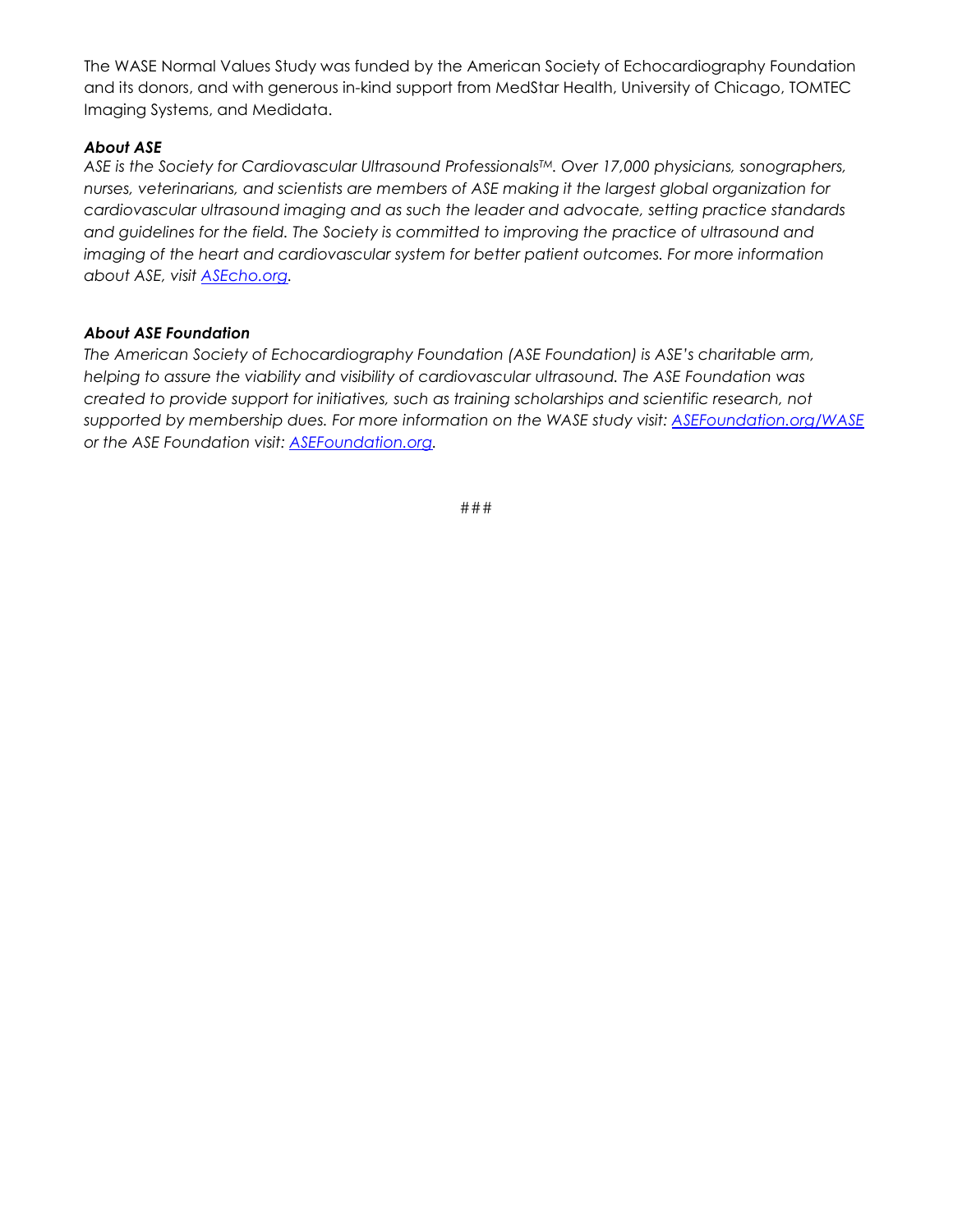The WASE Normal Values Study was funded by the American Society of Echocardiography Foundation and its donors, and with generous in-kind support from MedStar Health, University of Chicago, TOMTEC Imaging Systems, and Medidata.

***About ASE***

*ASE is the Society for Cardiovascular Ultrasound Professionals™. Over 17,000 physicians, sonographers, nurses, veterinarians, and scientists are members of ASE making it the largest global organization for cardiovascular ultrasound imaging and as such the leader and advocate, setting practice standards and guidelines for the field. The Society is committed to improving the practice of ultrasound and imaging of the heart and cardiovascular system for better patient outcomes. For more information about ASE, visit [ASEcho.org](ASEcho.org).*

***About ASE Foundation***

*The American Society of Echocardiography Foundation (ASE Foundation) is ASE's charitable arm, helping to assure the viability and visibility of cardiovascular ultrasound. The ASE Foundation was created to provide support for initiatives, such as training scholarships and scientific research, not supported by membership dues. For more information on the WASE study visit: [ASEFoundation.org/WASE](ASEFoundation.org/WASE) or the ASE Foundation visit: [ASEFoundation.org](ASEFoundation.org).*

###